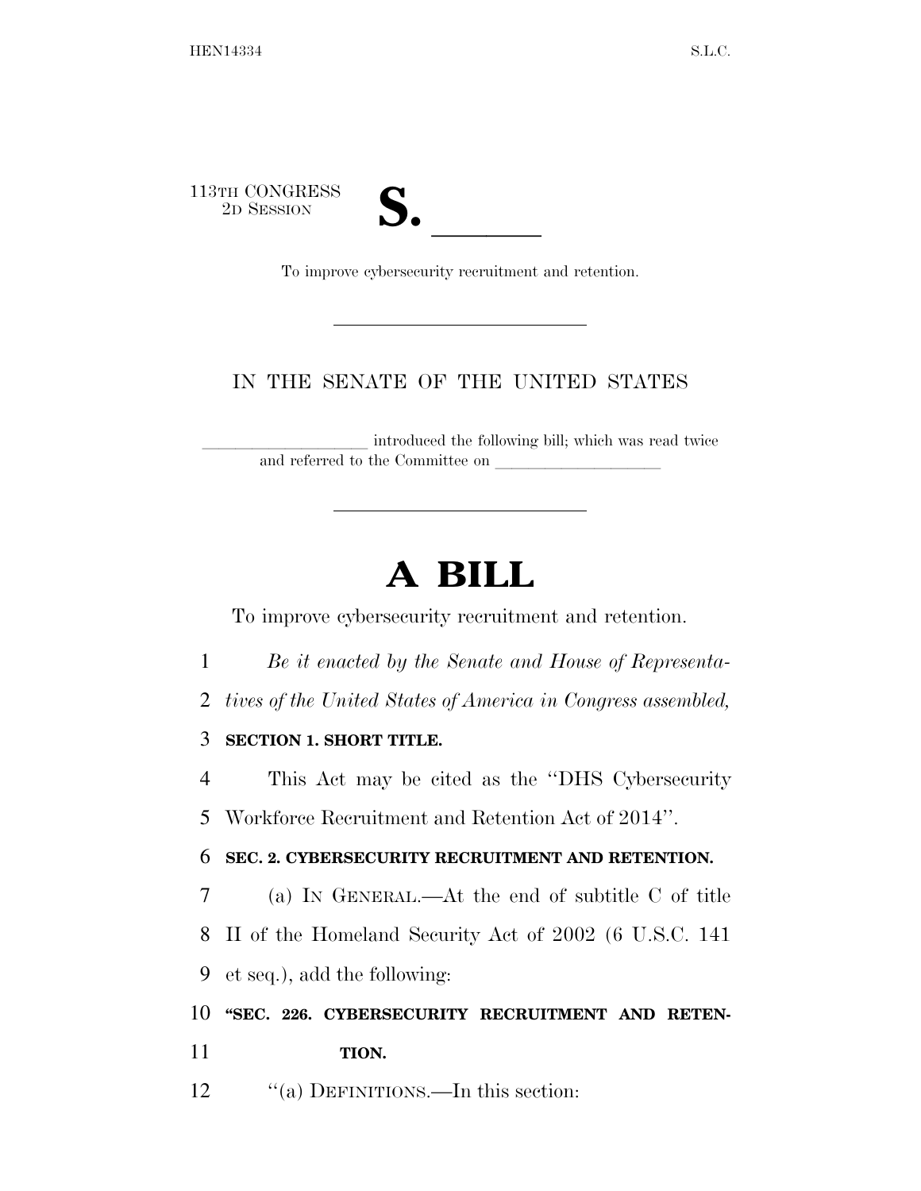113TH CONGRESS
2D SESSION

**S. \_\_\_\_\_\_**

To improve cybersecurity recruitment and retention.

IN THE SENATE OF THE UNITED STATES

\_\_\_\_\_\_\_\_\_\_\_\_\_\_\_\_\_\_\_\_ introduced the following bill; which was read twice and referred to the Committee on \_\_\_\_\_\_\_\_\_\_\_\_\_\_\_\_\_\_\_\_

# A BILL

To improve cybersecurity recruitment and retention.

*Be it enacted by the Senate and House of Representatives of the United States of America in Congress assembled,*

**SECTION 1. SHORT TITLE.**

This Act may be cited as the "DHS Cybersecurity Workforce Recruitment and Retention Act of 2014".

**SEC. 2. CYBERSECURITY RECRUITMENT AND RETENTION.**

(a) IN GENERAL.—At the end of subtitle C of title II of the Homeland Security Act of 2002 (6 U.S.C. 141 et seq.), add the following:

**"SEC. 226. CYBERSECURITY RECRUITMENT AND RETENTION.**

"(a) DEFINITIONS.—In this section: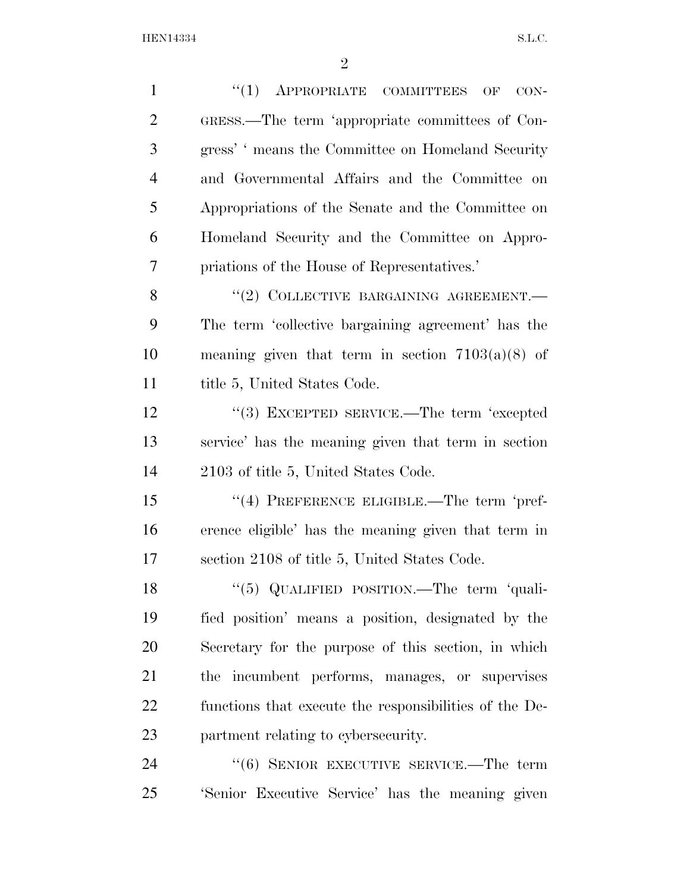"(1) APPROPRIATE COMMITTEES OF CONGRESS.—The term 'appropriate committees of Congress' ' means the Committee on Homeland Security and Governmental Affairs and the Committee on Appropriations of the Senate and the Committee on Homeland Security and the Committee on Appropriations of the House of Representatives.'

"(2) COLLECTIVE BARGAINING AGREEMENT.—The term 'collective bargaining agreement' has the meaning given that term in section 7103(a)(8) of title 5, United States Code.

"(3) EXCEPTED SERVICE.—The term 'excepted service' has the meaning given that term in section 2103 of title 5, United States Code.

"(4) PREFERENCE ELIGIBLE.—The term 'preference eligible' has the meaning given that term in section 2108 of title 5, United States Code.

"(5) QUALIFIED POSITION.—The term 'qualified position' means a position, designated by the Secretary for the purpose of this section, in which the incumbent performs, manages, or supervises functions that execute the responsibilities of the Department relating to cybersecurity.

"(6) SENIOR EXECUTIVE SERVICE.—The term 'Senior Executive Service' has the meaning given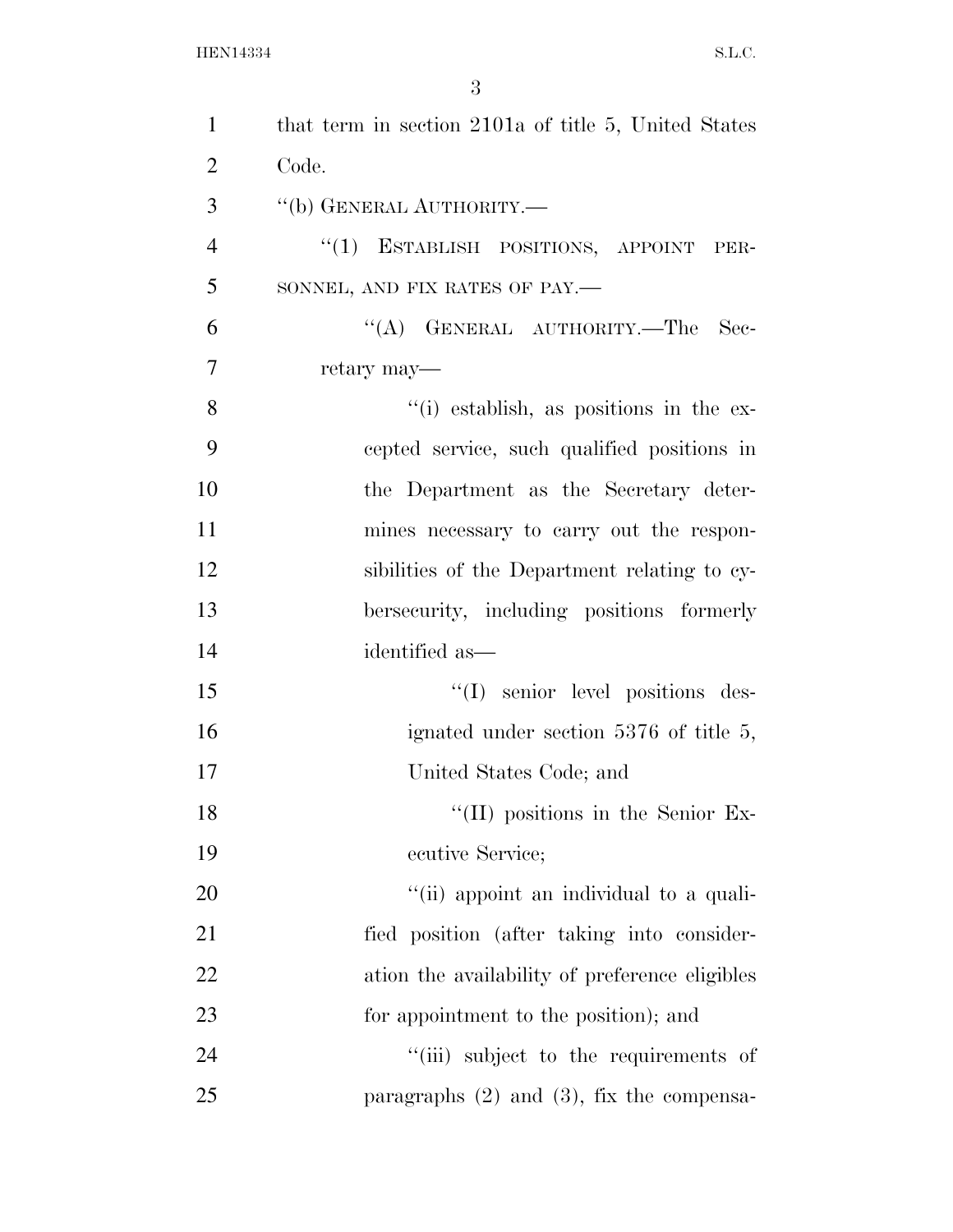that term in section 2101a of title 5, United States Code.

''(b) GENERAL AUTHORITY.—

''(1) ESTABLISH POSITIONS, APPOINT PERSONNEL, AND FIX RATES OF PAY.—

''(A) GENERAL AUTHORITY.—The Secretary may—

''(i) establish, as positions in the excepted service, such qualified positions in the Department as the Secretary determines necessary to carry out the responsibilities of the Department relating to cybersecurity, including positions formerly identified as—

''(I) senior level positions designated under section 5376 of title 5, United States Code; and

''(II) positions in the Senior Executive Service;

''(ii) appoint an individual to a qualified position (after taking into consideration the availability of preference eligibles for appointment to the position); and

''(iii) subject to the requirements of paragraphs (2) and (3), fix the compensa-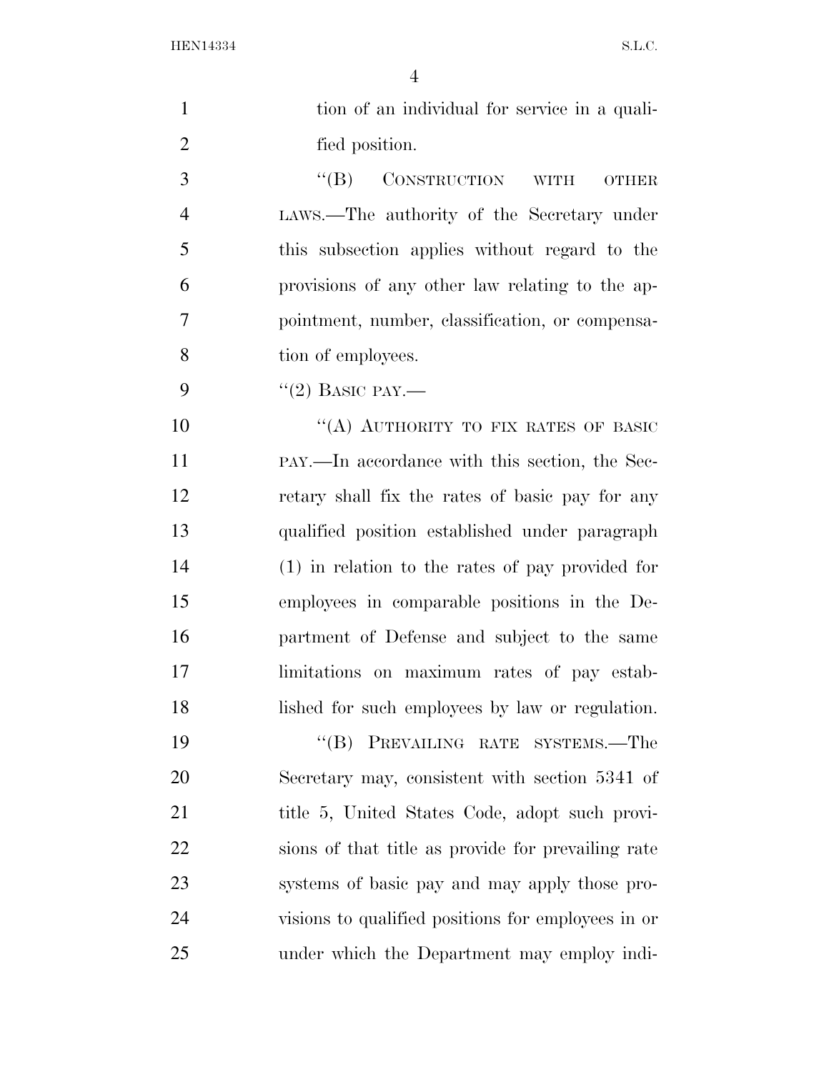tion of an individual for service in a qualified position.

"(B) CONSTRUCTION WITH OTHER LAWS.—The authority of the Secretary under this subsection applies without regard to the provisions of any other law relating to the appointment, number, classification, or compensation of employees.

"(2) BASIC PAY.—

"(A) AUTHORITY TO FIX RATES OF BASIC PAY.—In accordance with this section, the Secretary shall fix the rates of basic pay for any qualified position established under paragraph (1) in relation to the rates of pay provided for employees in comparable positions in the Department of Defense and subject to the same limitations on maximum rates of pay established for such employees by law or regulation.

"(B) PREVAILING RATE SYSTEMS.—The Secretary may, consistent with section 5341 of title 5, United States Code, adopt such provisions of that title as provide for prevailing rate systems of basic pay and may apply those provisions to qualified positions for employees in or under which the Department may employ indi-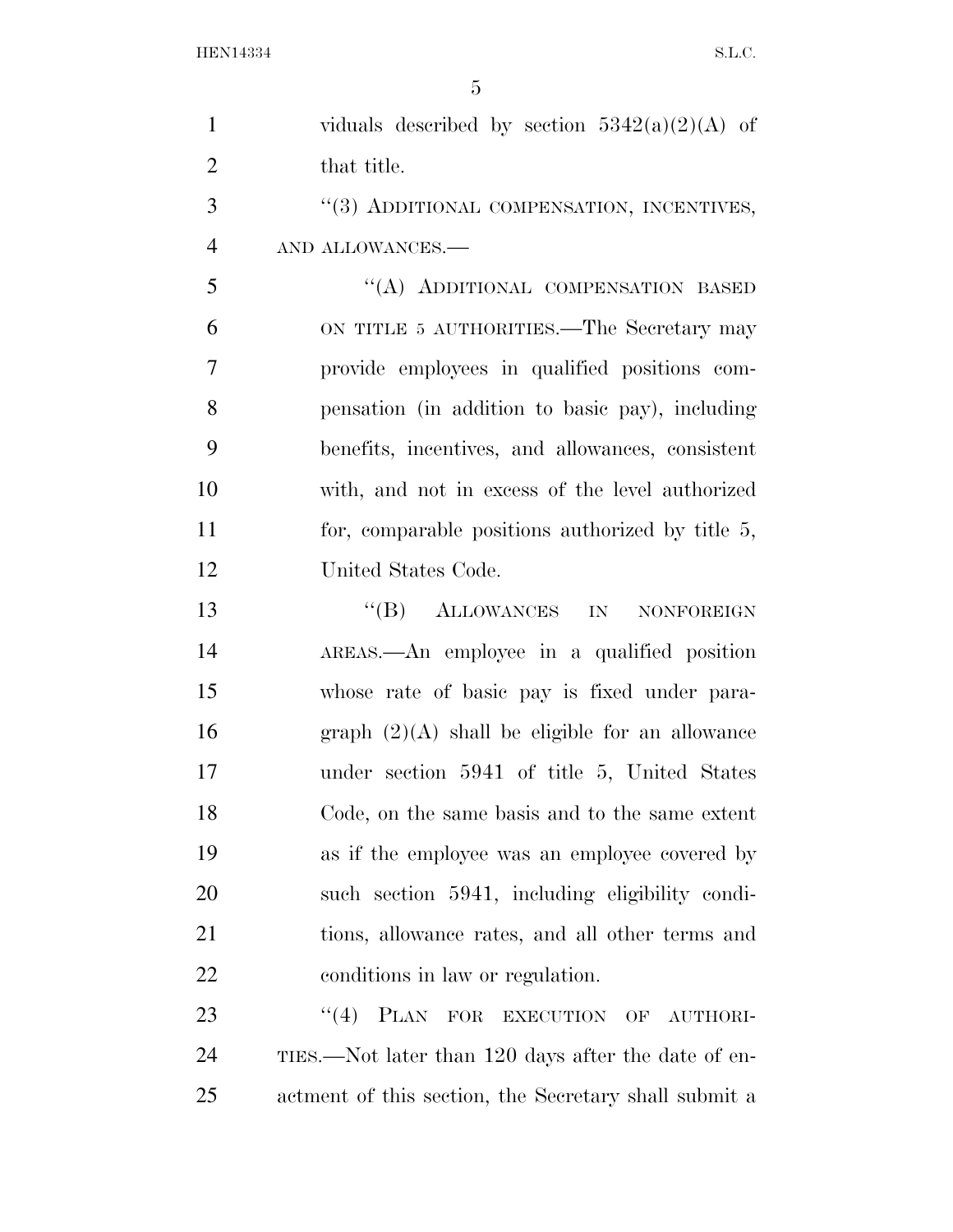viduals described by section 5342(a)(2)(A) of that title.

"(3) ADDITIONAL COMPENSATION, INCENTIVES, AND ALLOWANCES.—

"(A) ADDITIONAL COMPENSATION BASED ON TITLE 5 AUTHORITIES.—The Secretary may provide employees in qualified positions compensation (in addition to basic pay), including benefits, incentives, and allowances, consistent with, and not in excess of the level authorized for, comparable positions authorized by title 5, United States Code.

"(B) ALLOWANCES IN NONFOREIGN AREAS.—An employee in a qualified position whose rate of basic pay is fixed under paragraph (2)(A) shall be eligible for an allowance under section 5941 of title 5, United States Code, on the same basis and to the same extent as if the employee was an employee covered by such section 5941, including eligibility conditions, allowance rates, and all other terms and conditions in law or regulation.

"(4) PLAN FOR EXECUTION OF AUTHORITIES.—Not later than 120 days after the date of enactment of this section, the Secretary shall submit a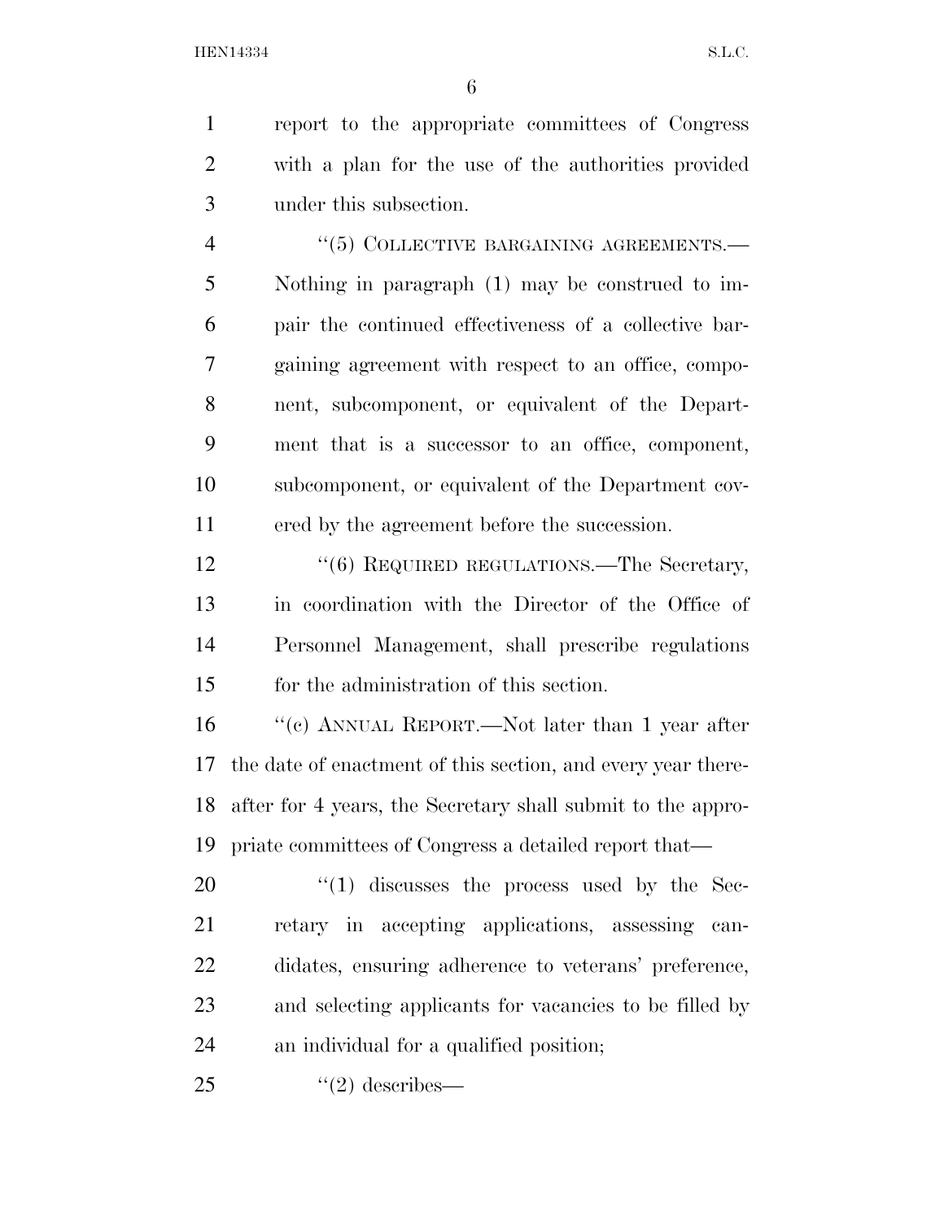report to the appropriate committees of Congress with a plan for the use of the authorities provided under this subsection.

"(5) COLLECTIVE BARGAINING AGREEMENTS.—Nothing in paragraph (1) may be construed to impair the continued effectiveness of a collective bargaining agreement with respect to an office, component, subcomponent, or equivalent of the Department that is a successor to an office, component, subcomponent, or equivalent of the Department covered by the agreement before the succession.

"(6) REQUIRED REGULATIONS.—The Secretary, in coordination with the Director of the Office of Personnel Management, shall prescribe regulations for the administration of this section.

"(c) ANNUAL REPORT.—Not later than 1 year after the date of enactment of this section, and every year thereafter for 4 years, the Secretary shall submit to the appropriate committees of Congress a detailed report that—

"(1) discusses the process used by the Secretary in accepting applications, assessing candidates, ensuring adherence to veterans' preference, and selecting applicants for vacancies to be filled by an individual for a qualified position;

"(2) describes—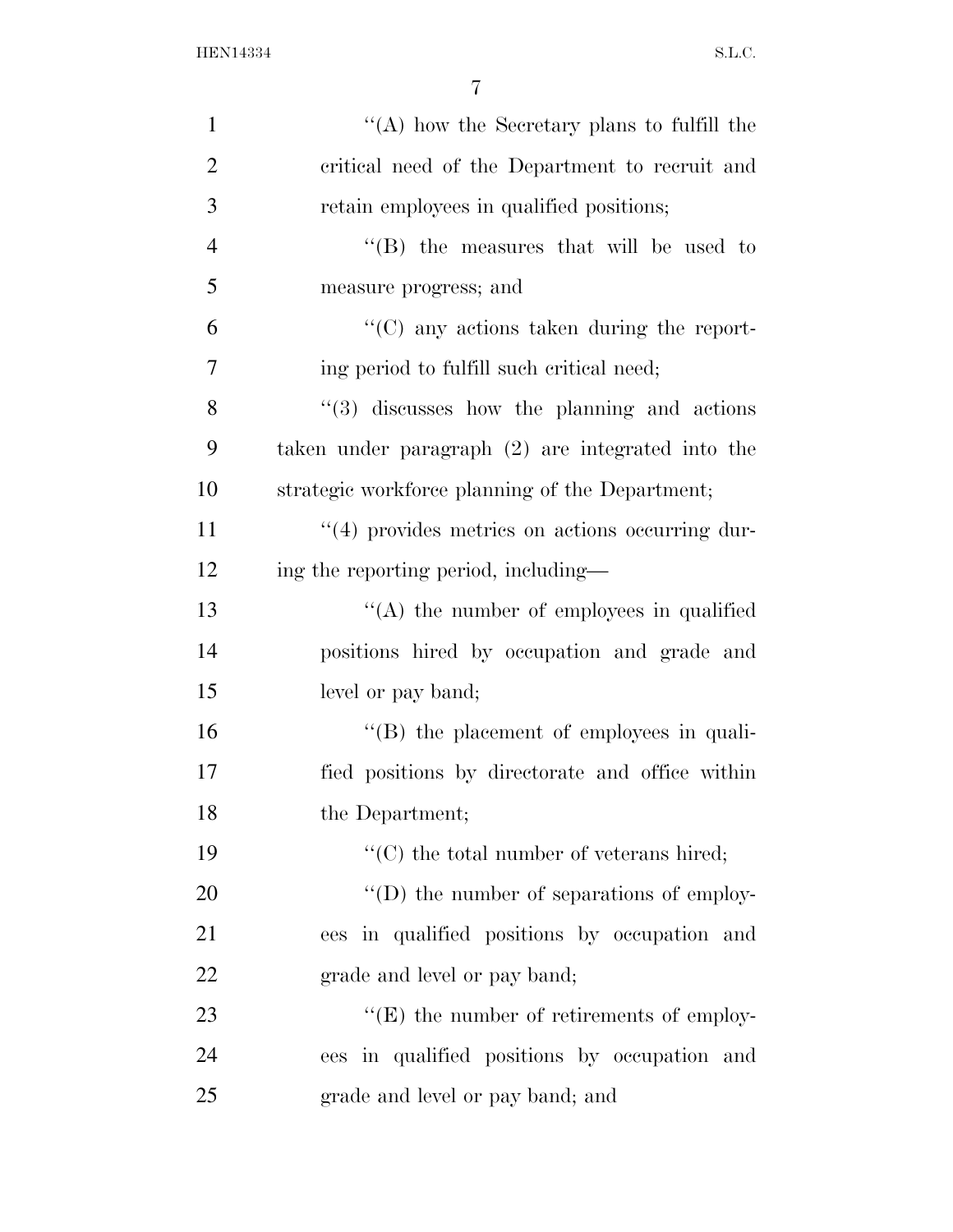''(A) how the Secretary plans to fulfill the critical need of the Department to recruit and retain employees in qualified positions;

''(B) the measures that will be used to measure progress; and

''(C) any actions taken during the reporting period to fulfill such critical need;

''(3) discusses how the planning and actions taken under paragraph (2) are integrated into the strategic workforce planning of the Department;

''(4) provides metrics on actions occurring during the reporting period, including—

''(A) the number of employees in qualified positions hired by occupation and grade and level or pay band;

''(B) the placement of employees in qualified positions by directorate and office within the Department;

''(C) the total number of veterans hired;

''(D) the number of separations of employees in qualified positions by occupation and grade and level or pay band;

''(E) the number of retirements of employees in qualified positions by occupation and grade and level or pay band; and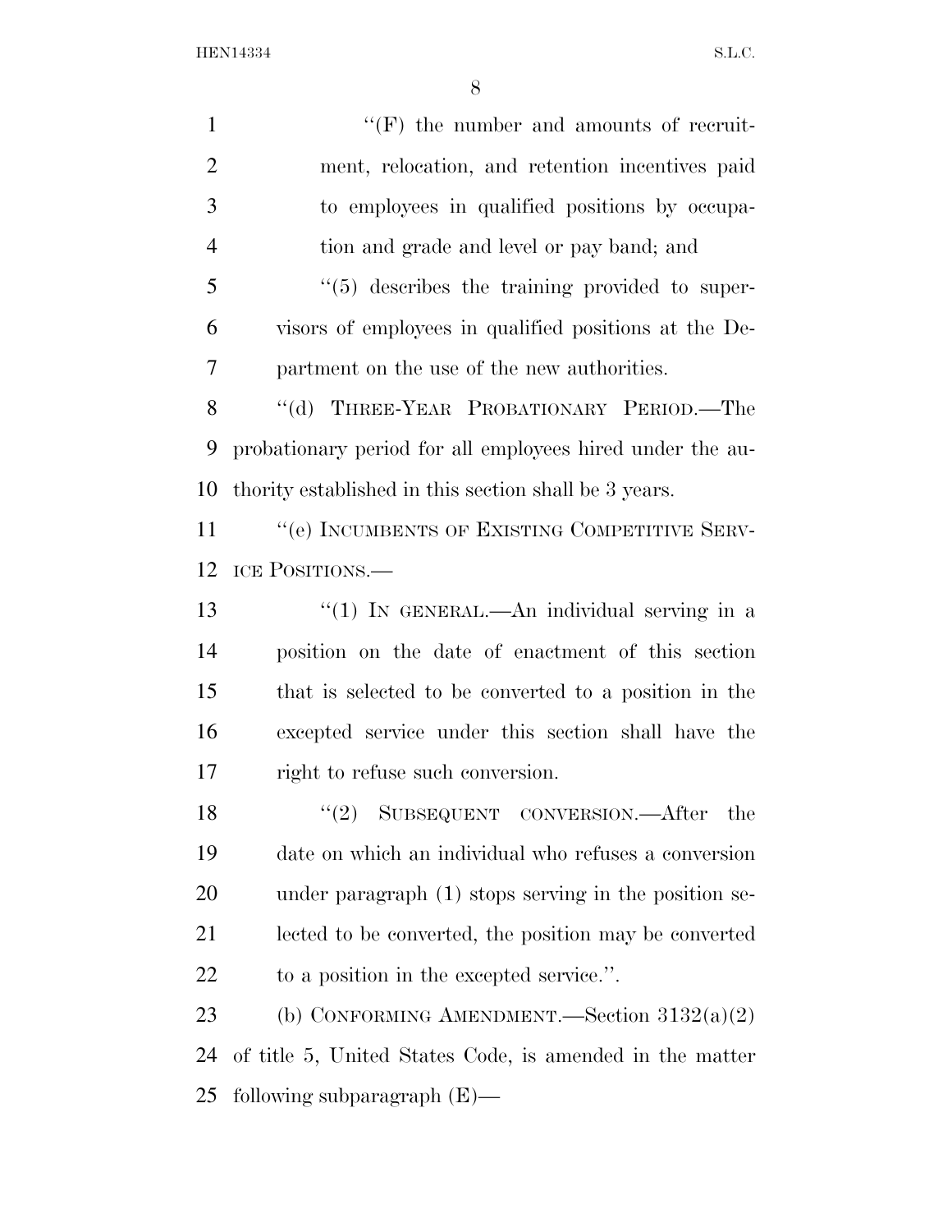"(F) the number and amounts of recruitment, relocation, and retention incentives paid to employees in qualified positions by occupation and grade and level or pay band; and

"(5) describes the training provided to supervisors of employees in qualified positions at the Department on the use of the new authorities.

"(d) THREE-YEAR PROBATIONARY PERIOD.—The probationary period for all employees hired under the authority established in this section shall be 3 years.

"(e) INCUMBENTS OF EXISTING COMPETITIVE SERVICE POSITIONS.—

"(1) IN GENERAL.—An individual serving in a position on the date of enactment of this section that is selected to be converted to a position in the excepted service under this section shall have the right to refuse such conversion.

"(2) SUBSEQUENT CONVERSION.—After the date on which an individual who refuses a conversion under paragraph (1) stops serving in the position selected to be converted, the position may be converted to a position in the excepted service.".

(b) CONFORMING AMENDMENT.—Section 3132(a)(2) of title 5, United States Code, is amended in the matter following subparagraph (E)—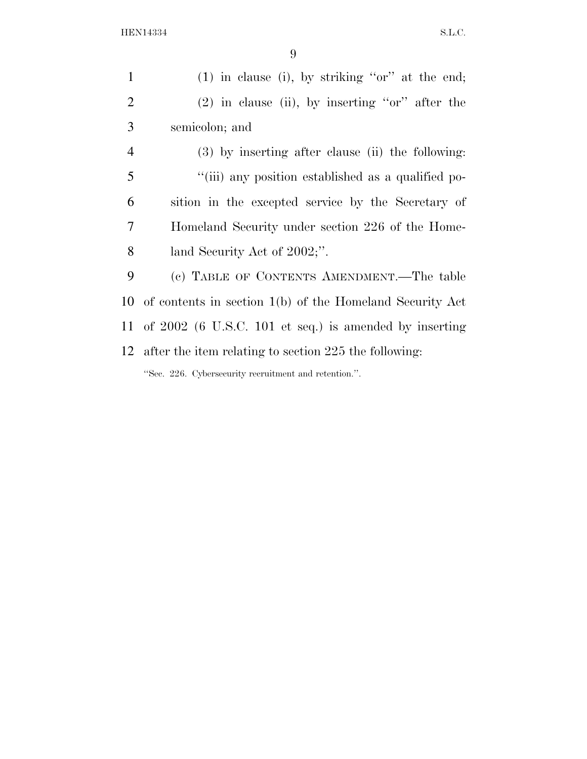(1) in clause (i), by striking ''or'' at the end;

(2) in clause (ii), by inserting ''or'' after the semicolon; and

(3) by inserting after clause (ii) the following:

''(iii) any position established as a qualified position in the excepted service by the Secretary of Homeland Security under section 226 of the Homeland Security Act of 2002;''.

(c) TABLE OF CONTENTS AMENDMENT.—The table of contents in section 1(b) of the Homeland Security Act of 2002 (6 U.S.C. 101 et seq.) is amended by inserting after the item relating to section 225 the following:

''Sec. 226. Cybersecurity recruitment and retention.''.